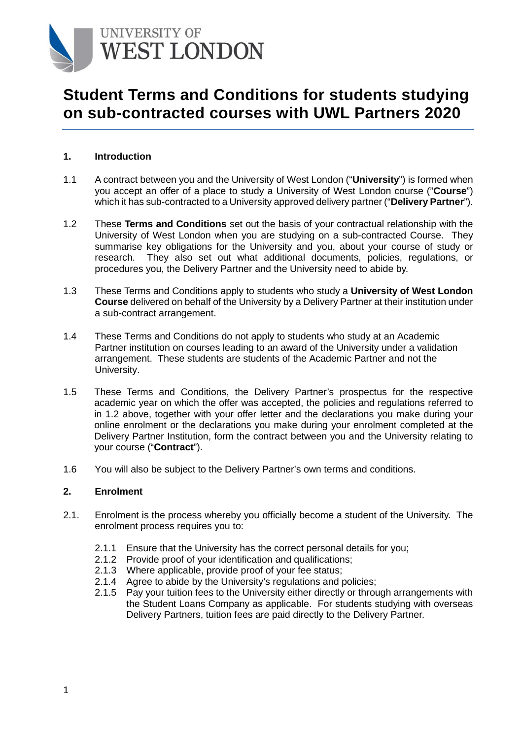UNIVERSITY OF
WEST LONDON

# Student Terms and Conditions for students studying on sub-contracted courses with UWL Partners 2020

## 1. Introduction

1.1 A contract between you and the University of West London ("**University**") is formed when you accept an offer of a place to study a University of West London course ("**Course**") which it has sub-contracted to a University approved delivery partner ("**Delivery Partner**").

1.2 These **Terms and Conditions** set out the basis of your contractual relationship with the University of West London when you are studying on a sub-contracted Course. They summarise key obligations for the University and you, about your course of study or research. They also set out what additional documents, policies, regulations, or procedures you, the Delivery Partner and the University need to abide by.

1.3 These Terms and Conditions apply to students who study a **University of West London Course** delivered on behalf of the University by a Delivery Partner at their institution under a sub-contract arrangement.

1.4 These Terms and Conditions do not apply to students who study at an Academic Partner institution on courses leading to an award of the University under a validation arrangement. These students are students of the Academic Partner and not the University.

1.5 These Terms and Conditions, the Delivery Partner's prospectus for the respective academic year on which the offer was accepted, the policies and regulations referred to in 1.2 above, together with your offer letter and the declarations you make during your online enrolment or the declarations you make during your enrolment completed at the Delivery Partner Institution, form the contract between you and the University relating to your course ("**Contract**").

1.6 You will also be subject to the Delivery Partner's own terms and conditions.

## 2. Enrolment

2.1. Enrolment is the process whereby you officially become a student of the University. The enrolment process requires you to:

- 2.1.1 Ensure that the University has the correct personal details for you;
- 2.1.2 Provide proof of your identification and qualifications;
- 2.1.3 Where applicable, provide proof of your fee status;
- 2.1.4 Agree to abide by the University's regulations and policies;
- 2.1.5 Pay your tuition fees to the University either directly or through arrangements with the Student Loans Company as applicable. For students studying with overseas Delivery Partners, tuition fees are paid directly to the Delivery Partner.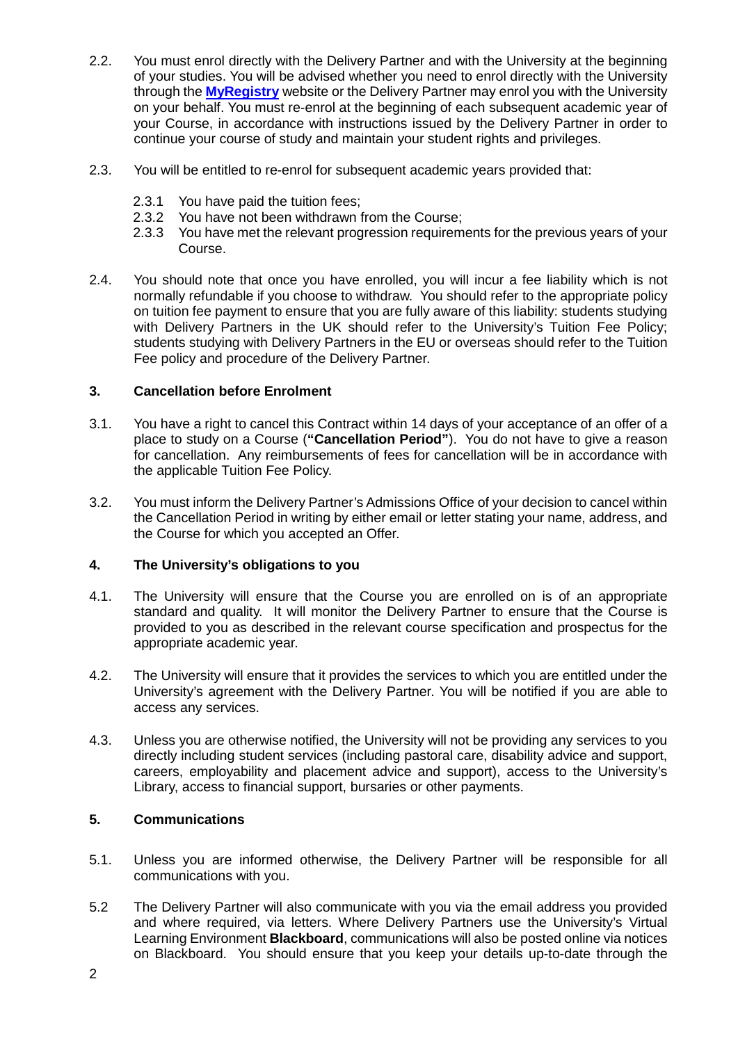2.2. You must enrol directly with the Delivery Partner and with the University at the beginning of your studies. You will be advised whether you need to enrol directly with the University through the **MyRegistry** website or the Delivery Partner may enrol you with the University on your behalf. You must re-enrol at the beginning of each subsequent academic year of your Course, in accordance with instructions issued by the Delivery Partner in order to continue your course of study and maintain your student rights and privileges.

2.3. You will be entitled to re-enrol for subsequent academic years provided that:

2.3.1 You have paid the tuition fees;
2.3.2 You have not been withdrawn from the Course;
2.3.3 You have met the relevant progression requirements for the previous years of your Course.

2.4. You should note that once you have enrolled, you will incur a fee liability which is not normally refundable if you choose to withdraw. You should refer to the appropriate policy on tuition fee payment to ensure that you are fully aware of this liability: students studying with Delivery Partners in the UK should refer to the University's Tuition Fee Policy; students studying with Delivery Partners in the EU or overseas should refer to the Tuition Fee policy and procedure of the Delivery Partner.

## 3. Cancellation before Enrolment

3.1. You have a right to cancel this Contract within 14 days of your acceptance of an offer of a place to study on a Course (**"Cancellation Period"**). You do not have to give a reason for cancellation. Any reimbursements of fees for cancellation will be in accordance with the applicable Tuition Fee Policy.

3.2. You must inform the Delivery Partner's Admissions Office of your decision to cancel within the Cancellation Period in writing by either email or letter stating your name, address, and the Course for which you accepted an Offer.

## 4. The University's obligations to you

4.1. The University will ensure that the Course you are enrolled on is of an appropriate standard and quality. It will monitor the Delivery Partner to ensure that the Course is provided to you as described in the relevant course specification and prospectus for the appropriate academic year.

4.2. The University will ensure that it provides the services to which you are entitled under the University's agreement with the Delivery Partner. You will be notified if you are able to access any services.

4.3. Unless you are otherwise notified, the University will not be providing any services to you directly including student services (including pastoral care, disability advice and support, careers, employability and placement advice and support), access to the University's Library, access to financial support, bursaries or other payments.

## 5. Communications

5.1. Unless you are informed otherwise, the Delivery Partner will be responsible for all communications with you.

5.2 The Delivery Partner will also communicate with you via the email address you provided and where required, via letters. Where Delivery Partners use the University's Virtual Learning Environment **Blackboard**, communications will also be posted online via notices on Blackboard. You should ensure that you keep your details up-to-date through the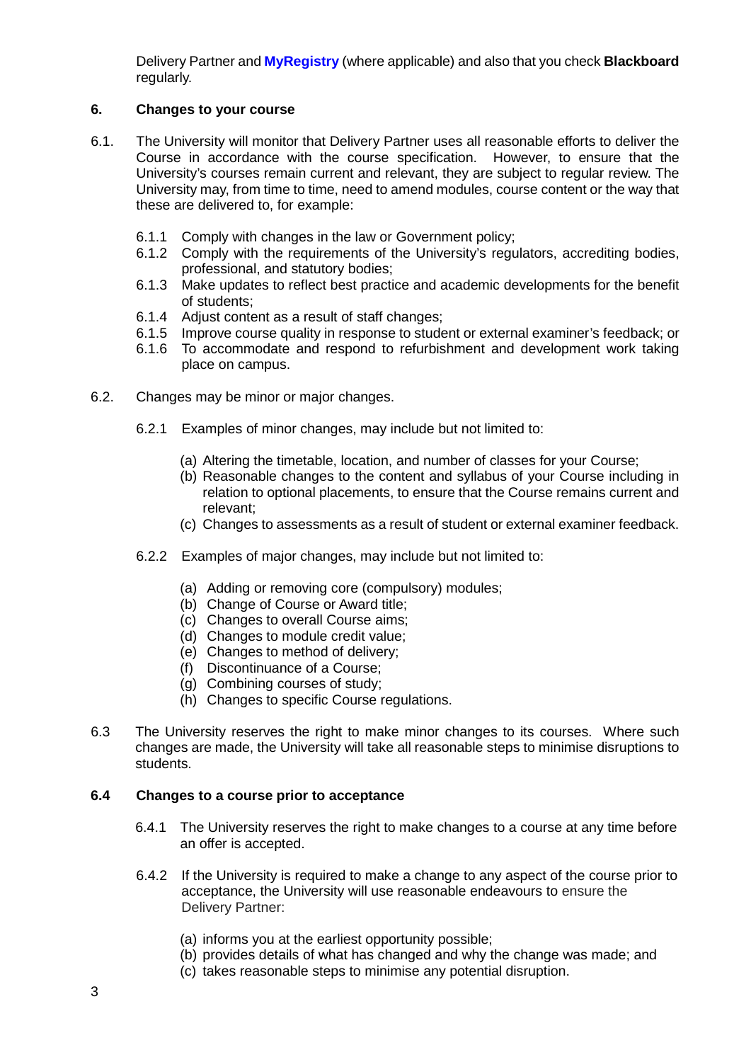Delivery Partner and **MyRegistry** (where applicable) and also that you check **Blackboard** regularly.

## 6. Changes to your course

6.1. The University will monitor that Delivery Partner uses all reasonable efforts to deliver the Course in accordance with the course specification. However, to ensure that the University's courses remain current and relevant, they are subject to regular review. The University may, from time to time, need to amend modules, course content or the way that these are delivered to, for example:

- 6.1.1 Comply with changes in the law or Government policy;
- 6.1.2 Comply with the requirements of the University's regulators, accrediting bodies, professional, and statutory bodies;
- 6.1.3 Make updates to reflect best practice and academic developments for the benefit of students;
- 6.1.4 Adjust content as a result of staff changes;
- 6.1.5 Improve course quality in response to student or external examiner's feedback; or
- 6.1.6 To accommodate and respond to refurbishment and development work taking place on campus.

6.2. Changes may be minor or major changes.

6.2.1 Examples of minor changes, may include but not limited to:

- (a) Altering the timetable, location, and number of classes for your Course;
- (b) Reasonable changes to the content and syllabus of your Course including in relation to optional placements, to ensure that the Course remains current and relevant;
- (c) Changes to assessments as a result of student or external examiner feedback.

6.2.2 Examples of major changes, may include but not limited to:

- (a) Adding or removing core (compulsory) modules;
- (b) Change of Course or Award title;
- (c) Changes to overall Course aims;
- (d) Changes to module credit value;
- (e) Changes to method of delivery;
- (f) Discontinuance of a Course;
- (g) Combining courses of study;
- (h) Changes to specific Course regulations.

6.3 The University reserves the right to make minor changes to its courses. Where such changes are made, the University will take all reasonable steps to minimise disruptions to students.

### 6.4 Changes to a course prior to acceptance

6.4.1 The University reserves the right to make changes to a course at any time before an offer is accepted.

6.4.2 If the University is required to make a change to any aspect of the course prior to acceptance, the University will use reasonable endeavours to ensure the Delivery Partner:

- (a) informs you at the earliest opportunity possible;
- (b) provides details of what has changed and why the change was made; and
- (c) takes reasonable steps to minimise any potential disruption.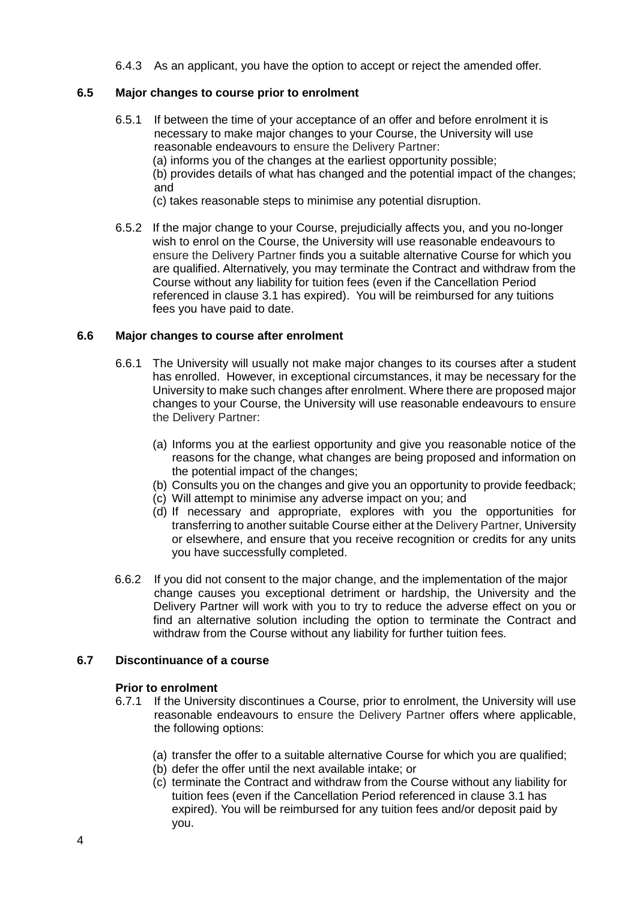6.4.3 As an applicant, you have the option to accept or reject the amended offer.

### 6.5 Major changes to course prior to enrolment

6.5.1 If between the time of your acceptance of an offer and before enrolment it is necessary to make major changes to your Course, the University will use reasonable endeavours to ensure the Delivery Partner:

(a) informs you of the changes at the earliest opportunity possible;

(b) provides details of what has changed and the potential impact of the changes; and

(c) takes reasonable steps to minimise any potential disruption.

6.5.2 If the major change to your Course, prejudicially affects you, and you no-longer wish to enrol on the Course, the University will use reasonable endeavours to ensure the Delivery Partner finds you a suitable alternative Course for which you are qualified. Alternatively, you may terminate the Contract and withdraw from the Course without any liability for tuition fees (even if the Cancellation Period referenced in clause 3.1 has expired). You will be reimbursed for any tuitions fees you have paid to date.

### 6.6 Major changes to course after enrolment

6.6.1 The University will usually not make major changes to its courses after a student has enrolled. However, in exceptional circumstances, it may be necessary for the University to make such changes after enrolment. Where there are proposed major changes to your Course, the University will use reasonable endeavours to ensure the Delivery Partner:

(a) Informs you at the earliest opportunity and give you reasonable notice of the reasons for the change, what changes are being proposed and information on the potential impact of the changes;

(b) Consults you on the changes and give you an opportunity to provide feedback;

(c) Will attempt to minimise any adverse impact on you; and

(d) If necessary and appropriate, explores with you the opportunities for transferring to another suitable Course either at the Delivery Partner, University or elsewhere, and ensure that you receive recognition or credits for any units you have successfully completed.

6.6.2 If you did not consent to the major change, and the implementation of the major change causes you exceptional detriment or hardship, the University and the Delivery Partner will work with you to try to reduce the adverse effect on you or find an alternative solution including the option to terminate the Contract and withdraw from the Course without any liability for further tuition fees.

### 6.7 Discontinuance of a course

**Prior to enrolment**

6.7.1 If the University discontinues a Course, prior to enrolment, the University will use reasonable endeavours to ensure the Delivery Partner offers where applicable, the following options:

(a) transfer the offer to a suitable alternative Course for which you are qualified;

(b) defer the offer until the next available intake; or

(c) terminate the Contract and withdraw from the Course without any liability for tuition fees (even if the Cancellation Period referenced in clause 3.1 has expired). You will be reimbursed for any tuition fees and/or deposit paid by you.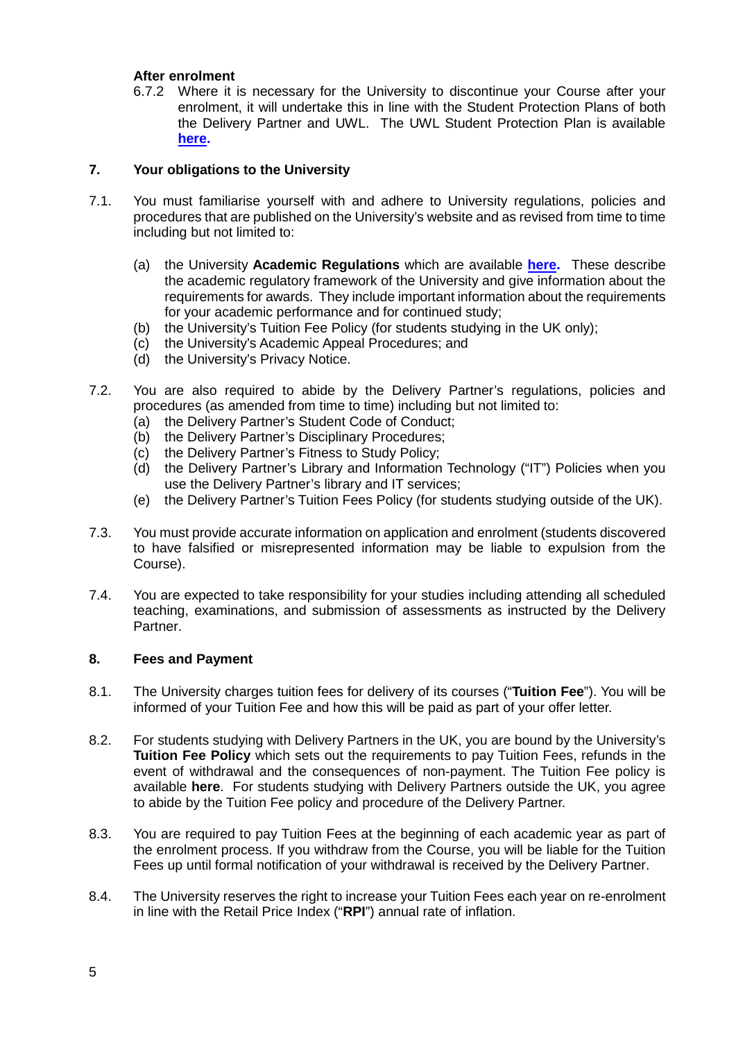**After enrolment**

6.7.2 Where it is necessary for the University to discontinue your Course after your enrolment, it will undertake this in line with the Student Protection Plans of both the Delivery Partner and UWL. The UWL Student Protection Plan is available **here.**

## 7. Your obligations to the University

7.1. You must familiarise yourself with and adhere to University regulations, policies and procedures that are published on the University's website and as revised from time to time including but not limited to:

(a) the University **Academic Regulations** which are available **here.** These describe the academic regulatory framework of the University and give information about the requirements for awards. They include important information about the requirements for your academic performance and for continued study;
(b) the University's Tuition Fee Policy (for students studying in the UK only);
(c) the University's Academic Appeal Procedures; and
(d) the University's Privacy Notice.

7.2. You are also required to abide by the Delivery Partner's regulations, policies and procedures (as amended from time to time) including but not limited to:
(a) the Delivery Partner's Student Code of Conduct;
(b) the Delivery Partner's Disciplinary Procedures;
(c) the Delivery Partner's Fitness to Study Policy;
(d) the Delivery Partner's Library and Information Technology ("IT") Policies when you use the Delivery Partner's library and IT services;
(e) the Delivery Partner's Tuition Fees Policy (for students studying outside of the UK).

7.3. You must provide accurate information on application and enrolment (students discovered to have falsified or misrepresented information may be liable to expulsion from the Course).

7.4. You are expected to take responsibility for your studies including attending all scheduled teaching, examinations, and submission of assessments as instructed by the Delivery Partner.

## 8. Fees and Payment

8.1. The University charges tuition fees for delivery of its courses ("**Tuition Fee**"). You will be informed of your Tuition Fee and how this will be paid as part of your offer letter.

8.2. For students studying with Delivery Partners in the UK, you are bound by the University's **Tuition Fee Policy** which sets out the requirements to pay Tuition Fees, refunds in the event of withdrawal and the consequences of non-payment. The Tuition Fee policy is available **here**. For students studying with Delivery Partners outside the UK, you agree to abide by the Tuition Fee policy and procedure of the Delivery Partner.

8.3. You are required to pay Tuition Fees at the beginning of each academic year as part of the enrolment process. If you withdraw from the Course, you will be liable for the Tuition Fees up until formal notification of your withdrawal is received by the Delivery Partner.

8.4. The University reserves the right to increase your Tuition Fees each year on re-enrolment in line with the Retail Price Index ("**RPI**") annual rate of inflation.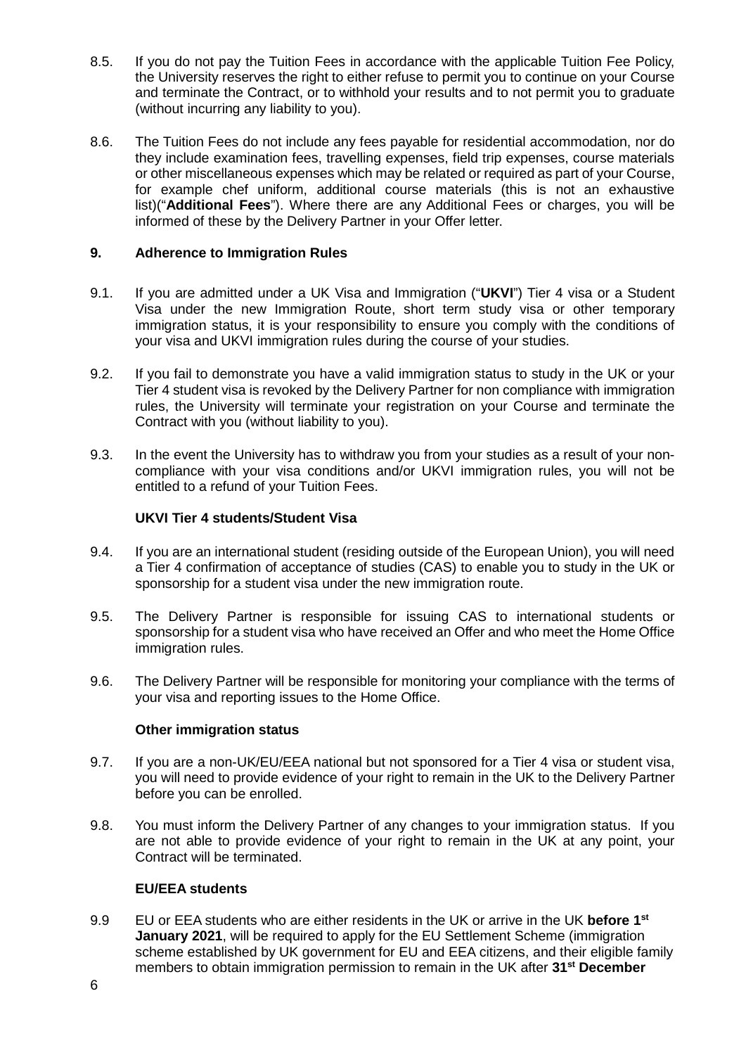8.5. If you do not pay the Tuition Fees in accordance with the applicable Tuition Fee Policy, the University reserves the right to either refuse to permit you to continue on your Course and terminate the Contract, or to withhold your results and to not permit you to graduate (without incurring any liability to you).

8.6. The Tuition Fees do not include any fees payable for residential accommodation, nor do they include examination fees, travelling expenses, field trip expenses, course materials or other miscellaneous expenses which may be related or required as part of your Course, for example chef uniform, additional course materials (this is not an exhaustive list)("**Additional Fees**"). Where there are any Additional Fees or charges, you will be informed of these by the Delivery Partner in your Offer letter.

## 9. Adherence to Immigration Rules

9.1. If you are admitted under a UK Visa and Immigration ("**UKVI**") Tier 4 visa or a Student Visa under the new Immigration Route, short term study visa or other temporary immigration status, it is your responsibility to ensure you comply with the conditions of your visa and UKVI immigration rules during the course of your studies.

9.2. If you fail to demonstrate you have a valid immigration status to study in the UK or your Tier 4 student visa is revoked by the Delivery Partner for non compliance with immigration rules, the University will terminate your registration on your Course and terminate the Contract with you (without liability to you).

9.3. In the event the University has to withdraw you from your studies as a result of your non-compliance with your visa conditions and/or UKVI immigration rules, you will not be entitled to a refund of your Tuition Fees.

**UKVI Tier 4 students/Student Visa**

9.4. If you are an international student (residing outside of the European Union), you will need a Tier 4 confirmation of acceptance of studies (CAS) to enable you to study in the UK or sponsorship for a student visa under the new immigration route.

9.5. The Delivery Partner is responsible for issuing CAS to international students or sponsorship for a student visa who have received an Offer and who meet the Home Office immigration rules.

9.6. The Delivery Partner will be responsible for monitoring your compliance with the terms of your visa and reporting issues to the Home Office.

**Other immigration status**

9.7. If you are a non-UK/EU/EEA national but not sponsored for a Tier 4 visa or student visa, you will need to provide evidence of your right to remain in the UK to the Delivery Partner before you can be enrolled.

9.8. You must inform the Delivery Partner of any changes to your immigration status. If you are not able to provide evidence of your right to remain in the UK at any point, your Contract will be terminated.

**EU/EEA students**

9.9 EU or EEA students who are either residents in the UK or arrive in the UK **before 1st January 2021**, will be required to apply for the EU Settlement Scheme (immigration scheme established by UK government for EU and EEA citizens, and their eligible family members to obtain immigration permission to remain in the UK after **31st December**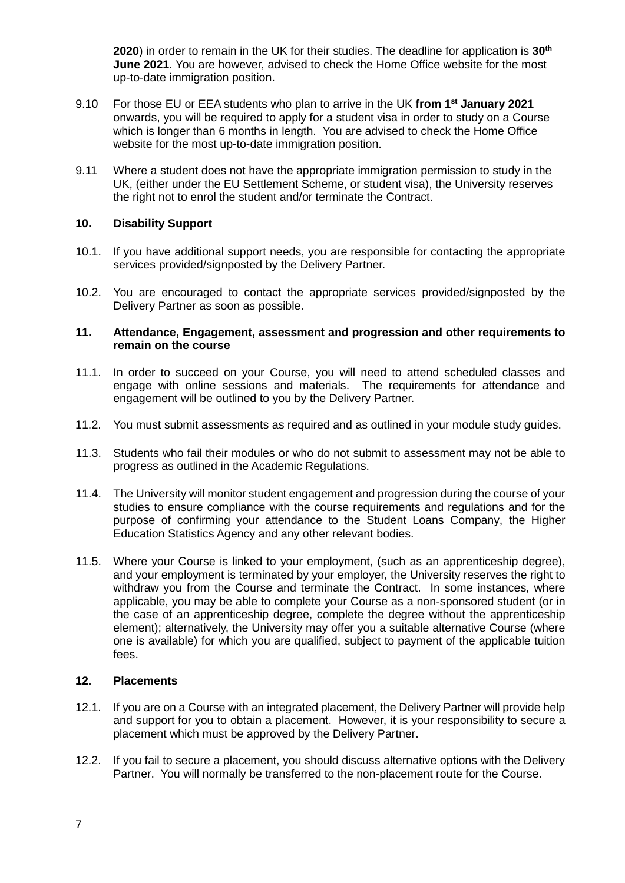**2020**) in order to remain in the UK for their studies. The deadline for application is **30th June 2021**. You are however, advised to check the Home Office website for the most up-to-date immigration position.

9.10 For those EU or EEA students who plan to arrive in the UK **from 1st January 2021** onwards, you will be required to apply for a student visa in order to study on a Course which is longer than 6 months in length. You are advised to check the Home Office website for the most up-to-date immigration position.

9.11 Where a student does not have the appropriate immigration permission to study in the UK, (either under the EU Settlement Scheme, or student visa), the University reserves the right not to enrol the student and/or terminate the Contract.

## 10. Disability Support

10.1. If you have additional support needs, you are responsible for contacting the appropriate services provided/signposted by the Delivery Partner.

10.2. You are encouraged to contact the appropriate services provided/signposted by the Delivery Partner as soon as possible.

## 11. Attendance, Engagement, assessment and progression and other requirements to remain on the course

11.1. In order to succeed on your Course, you will need to attend scheduled classes and engage with online sessions and materials. The requirements for attendance and engagement will be outlined to you by the Delivery Partner.

11.2. You must submit assessments as required and as outlined in your module study guides.

11.3. Students who fail their modules or who do not submit to assessment may not be able to progress as outlined in the Academic Regulations.

11.4. The University will monitor student engagement and progression during the course of your studies to ensure compliance with the course requirements and regulations and for the purpose of confirming your attendance to the Student Loans Company, the Higher Education Statistics Agency and any other relevant bodies.

11.5. Where your Course is linked to your employment, (such as an apprenticeship degree), and your employment is terminated by your employer, the University reserves the right to withdraw you from the Course and terminate the Contract. In some instances, where applicable, you may be able to complete your Course as a non-sponsored student (or in the case of an apprenticeship degree, complete the degree without the apprenticeship element); alternatively, the University may offer you a suitable alternative Course (where one is available) for which you are qualified, subject to payment of the applicable tuition fees.

## 12. Placements

12.1. If you are on a Course with an integrated placement, the Delivery Partner will provide help and support for you to obtain a placement. However, it is your responsibility to secure a placement which must be approved by the Delivery Partner.

12.2. If you fail to secure a placement, you should discuss alternative options with the Delivery Partner. You will normally be transferred to the non-placement route for the Course.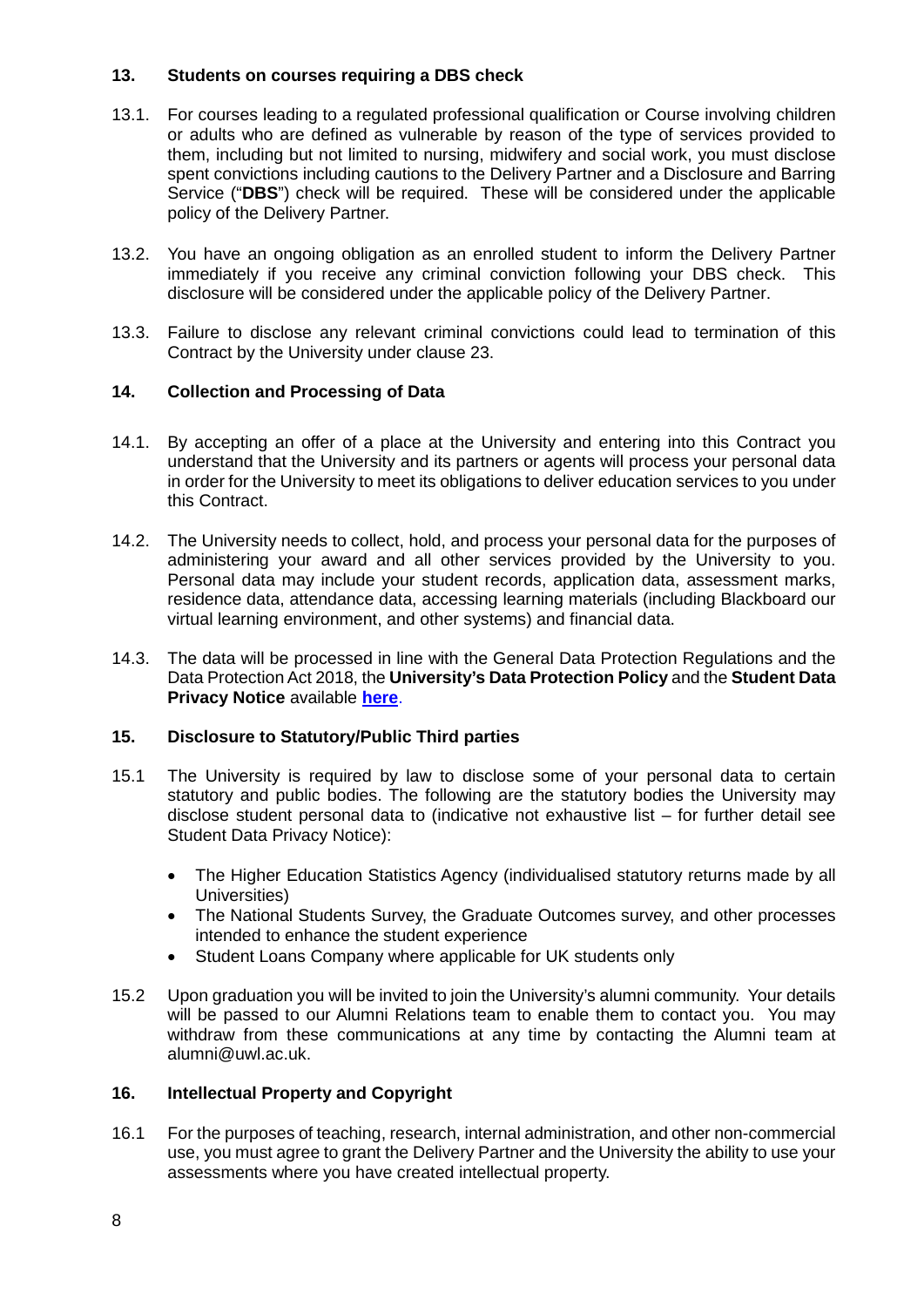## 13. Students on courses requiring a DBS check

13.1. For courses leading to a regulated professional qualification or Course involving children or adults who are defined as vulnerable by reason of the type of services provided to them, including but not limited to nursing, midwifery and social work, you must disclose spent convictions including cautions to the Delivery Partner and a Disclosure and Barring Service ("**DBS**") check will be required. These will be considered under the applicable policy of the Delivery Partner.

13.2. You have an ongoing obligation as an enrolled student to inform the Delivery Partner immediately if you receive any criminal conviction following your DBS check. This disclosure will be considered under the applicable policy of the Delivery Partner.

13.3. Failure to disclose any relevant criminal convictions could lead to termination of this Contract by the University under clause 23.

## 14. Collection and Processing of Data

14.1. By accepting an offer of a place at the University and entering into this Contract you understand that the University and its partners or agents will process your personal data in order for the University to meet its obligations to deliver education services to you under this Contract.

14.2. The University needs to collect, hold, and process your personal data for the purposes of administering your award and all other services provided by the University to you. Personal data may include your student records, application data, assessment marks, residence data, attendance data, accessing learning materials (including Blackboard our virtual learning environment, and other systems) and financial data.

14.3. The data will be processed in line with the General Data Protection Regulations and the Data Protection Act 2018, the **University's Data Protection Policy** and the **Student Data Privacy Notice** available **here**.

## 15. Disclosure to Statutory/Public Third parties

15.1 The University is required by law to disclose some of your personal data to certain statutory and public bodies. The following are the statutory bodies the University may disclose student personal data to (indicative not exhaustive list – for further detail see Student Data Privacy Notice):

- The Higher Education Statistics Agency (individualised statutory returns made by all Universities)
- The National Students Survey, the Graduate Outcomes survey, and other processes intended to enhance the student experience
- Student Loans Company where applicable for UK students only

15.2 Upon graduation you will be invited to join the University's alumni community. Your details will be passed to our Alumni Relations team to enable them to contact you. You may withdraw from these communications at any time by contacting the Alumni team at alumni@uwl.ac.uk.

## 16. Intellectual Property and Copyright

16.1 For the purposes of teaching, research, internal administration, and other non-commercial use, you must agree to grant the Delivery Partner and the University the ability to use your assessments where you have created intellectual property.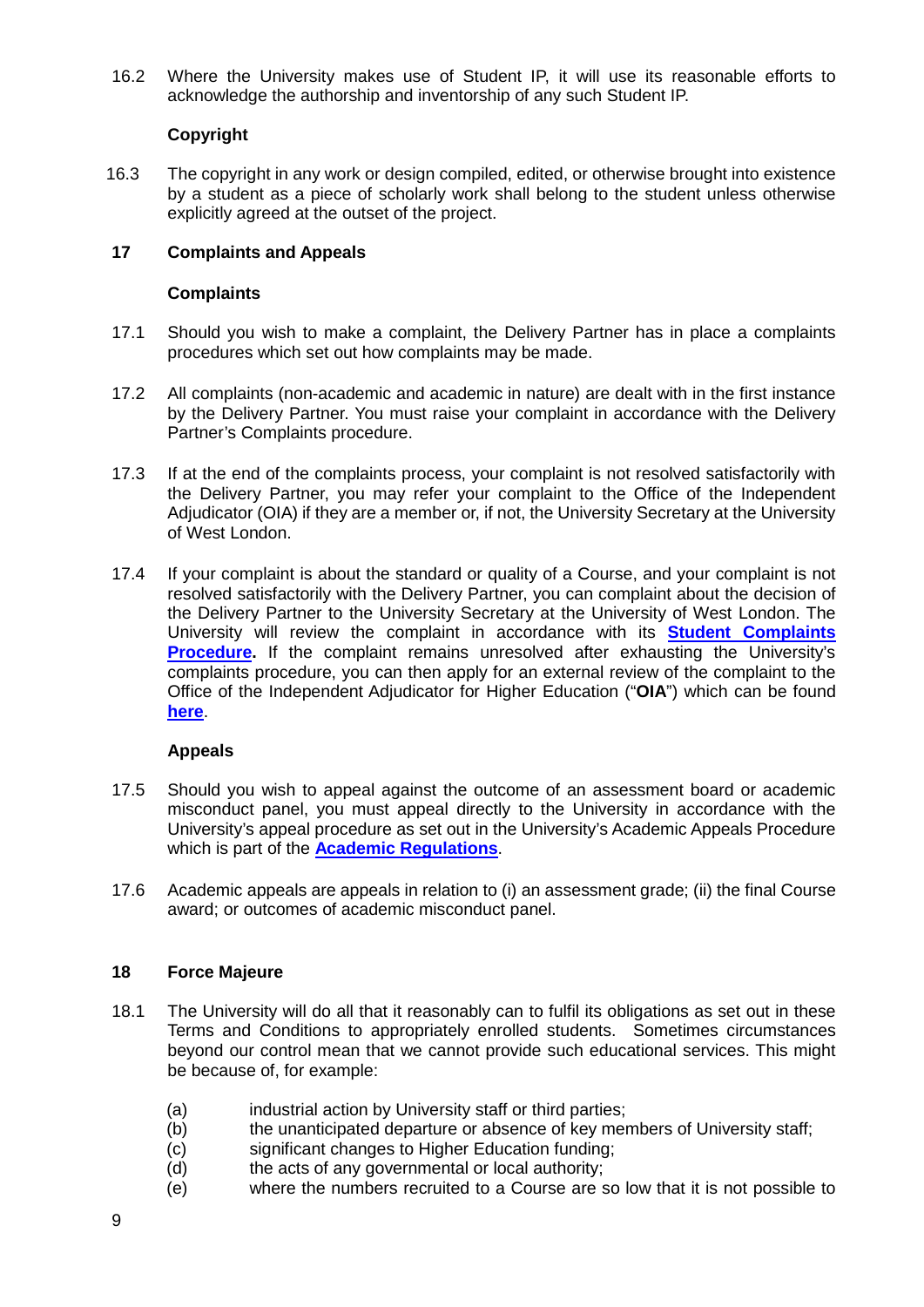16.2 Where the University makes use of Student IP, it will use its reasonable efforts to acknowledge the authorship and inventorship of any such Student IP.

**Copyright**

16.3 The copyright in any work or design compiled, edited, or otherwise brought into existence by a student as a piece of scholarly work shall belong to the student unless otherwise explicitly agreed at the outset of the project.

## 17 Complaints and Appeals

**Complaints**

17.1 Should you wish to make a complaint, the Delivery Partner has in place a complaints procedures which set out how complaints may be made.

17.2 All complaints (non-academic and academic in nature) are dealt with in the first instance by the Delivery Partner. You must raise your complaint in accordance with the Delivery Partner's Complaints procedure.

17.3 If at the end of the complaints process, your complaint is not resolved satisfactorily with the Delivery Partner, you may refer your complaint to the Office of the Independent Adjudicator (OIA) if they are a member or, if not, the University Secretary at the University of West London.

17.4 If your complaint is about the standard or quality of a Course, and your complaint is not resolved satisfactorily with the Delivery Partner, you can complaint about the decision of the Delivery Partner to the University Secretary at the University of West London. The University will review the complaint in accordance with its **Student Complaints Procedure.** If the complaint remains unresolved after exhausting the University's complaints procedure, you can then apply for an external review of the complaint to the Office of the Independent Adjudicator for Higher Education ("**OIA**") which can be found **here**.

**Appeals**

17.5 Should you wish to appeal against the outcome of an assessment board or academic misconduct panel, you must appeal directly to the University in accordance with the University's appeal procedure as set out in the University's Academic Appeals Procedure which is part of the **Academic Regulations**.

17.6 Academic appeals are appeals in relation to (i) an assessment grade; (ii) the final Course award; or outcomes of academic misconduct panel.

## 18 Force Majeure

18.1 The University will do all that it reasonably can to fulfil its obligations as set out in these Terms and Conditions to appropriately enrolled students. Sometimes circumstances beyond our control mean that we cannot provide such educational services. This might be because of, for example:

(a) industrial action by University staff or third parties;
(b) the unanticipated departure or absence of key members of University staff;
(c) significant changes to Higher Education funding;
(d) the acts of any governmental or local authority;
(e) where the numbers recruited to a Course are so low that it is not possible to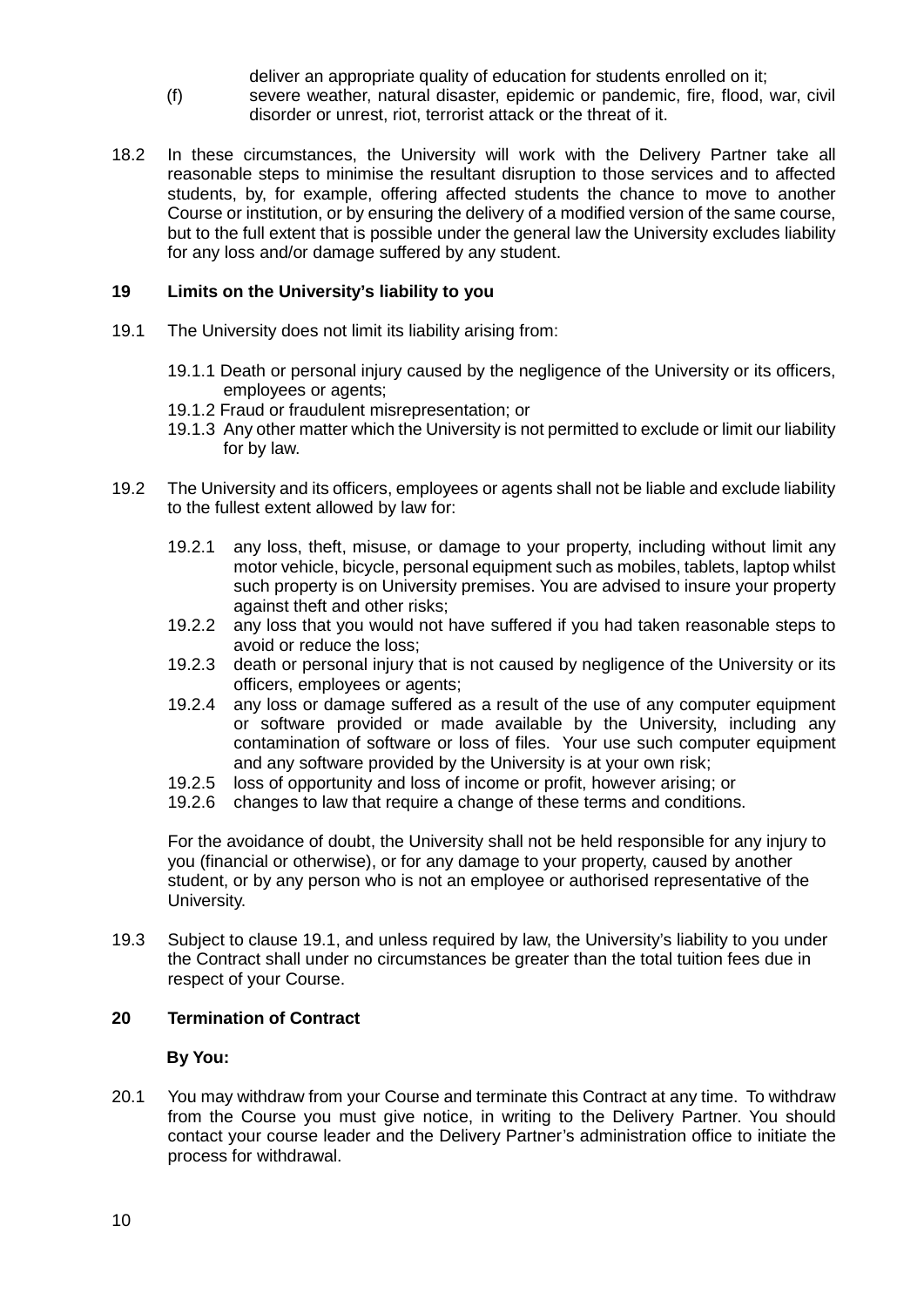deliver an appropriate quality of education for students enrolled on it;

(f) severe weather, natural disaster, epidemic or pandemic, fire, flood, war, civil disorder or unrest, riot, terrorist attack or the threat of it.

18.2 In these circumstances, the University will work with the Delivery Partner take all reasonable steps to minimise the resultant disruption to those services and to affected students, by, for example, offering affected students the chance to move to another Course or institution, or by ensuring the delivery of a modified version of the same course, but to the full extent that is possible under the general law the University excludes liability for any loss and/or damage suffered by any student.

## 19 Limits on the University's liability to you

19.1 The University does not limit its liability arising from:

19.1.1 Death or personal injury caused by the negligence of the University or its officers, employees or agents;

19.1.2 Fraud or fraudulent misrepresentation; or

19.1.3 Any other matter which the University is not permitted to exclude or limit our liability for by law.

19.2 The University and its officers, employees or agents shall not be liable and exclude liability to the fullest extent allowed by law for:

19.2.1 any loss, theft, misuse, or damage to your property, including without limit any motor vehicle, bicycle, personal equipment such as mobiles, tablets, laptop whilst such property is on University premises. You are advised to insure your property against theft and other risks;

19.2.2 any loss that you would not have suffered if you had taken reasonable steps to avoid or reduce the loss;

19.2.3 death or personal injury that is not caused by negligence of the University or its officers, employees or agents;

19.2.4 any loss or damage suffered as a result of the use of any computer equipment or software provided or made available by the University, including any contamination of software or loss of files. Your use such computer equipment and any software provided by the University is at your own risk;

19.2.5 loss of opportunity and loss of income or profit, however arising; or

19.2.6 changes to law that require a change of these terms and conditions.

For the avoidance of doubt, the University shall not be held responsible for any injury to you (financial or otherwise), or for any damage to your property, caused by another student, or by any person who is not an employee or authorised representative of the University.

19.3 Subject to clause 19.1, and unless required by law, the University's liability to you under the Contract shall under no circumstances be greater than the total tuition fees due in respect of your Course.

## 20 Termination of Contract

**By You:**

20.1 You may withdraw from your Course and terminate this Contract at any time. To withdraw from the Course you must give notice, in writing to the Delivery Partner. You should contact your course leader and the Delivery Partner's administration office to initiate the process for withdrawal.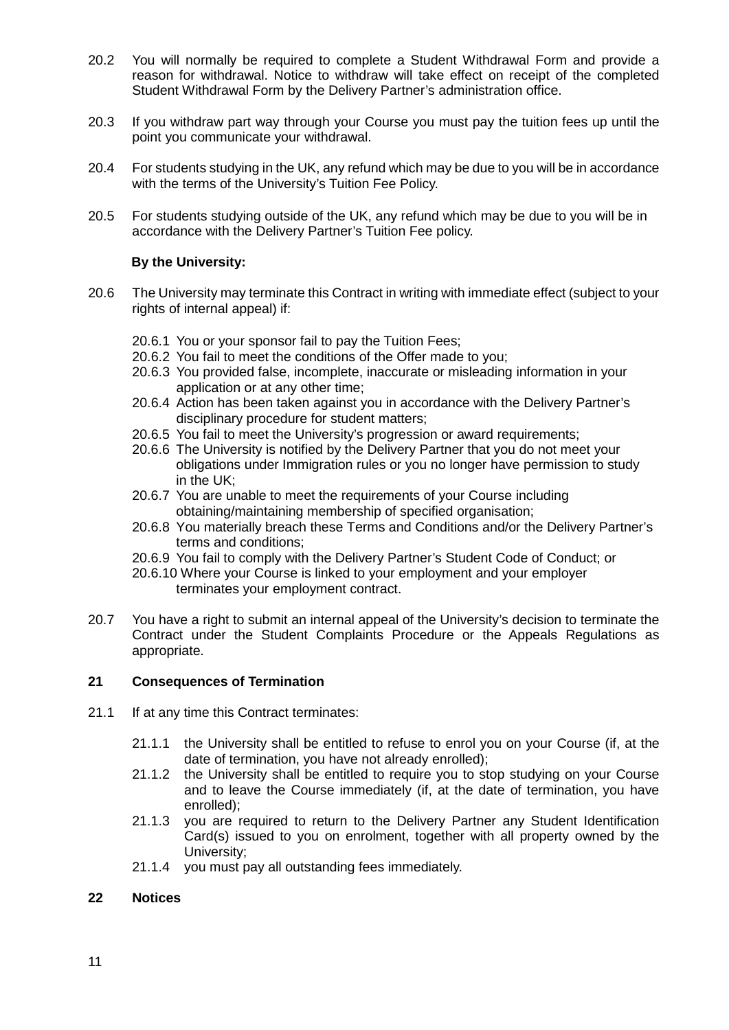20.2 You will normally be required to complete a Student Withdrawal Form and provide a reason for withdrawal. Notice to withdraw will take effect on receipt of the completed Student Withdrawal Form by the Delivery Partner's administration office.

20.3 If you withdraw part way through your Course you must pay the tuition fees up until the point you communicate your withdrawal.

20.4 For students studying in the UK, any refund which may be due to you will be in accordance with the terms of the University's Tuition Fee Policy.

20.5 For students studying outside of the UK, any refund which may be due to you will be in accordance with the Delivery Partner's Tuition Fee policy.

**By the University:**

20.6 The University may terminate this Contract in writing with immediate effect (subject to your rights of internal appeal) if:

- 20.6.1 You or your sponsor fail to pay the Tuition Fees;
- 20.6.2 You fail to meet the conditions of the Offer made to you;
- 20.6.3 You provided false, incomplete, inaccurate or misleading information in your application or at any other time;
- 20.6.4 Action has been taken against you in accordance with the Delivery Partner's disciplinary procedure for student matters;
- 20.6.5 You fail to meet the University's progression or award requirements;
- 20.6.6 The University is notified by the Delivery Partner that you do not meet your obligations under Immigration rules or you no longer have permission to study in the UK;
- 20.6.7 You are unable to meet the requirements of your Course including obtaining/maintaining membership of specified organisation;
- 20.6.8 You materially breach these Terms and Conditions and/or the Delivery Partner's terms and conditions;
- 20.6.9 You fail to comply with the Delivery Partner's Student Code of Conduct; or
- 20.6.10 Where your Course is linked to your employment and your employer terminates your employment contract.

20.7 You have a right to submit an internal appeal of the University's decision to terminate the Contract under the Student Complaints Procedure or the Appeals Regulations as appropriate.

## 21 Consequences of Termination

21.1 If at any time this Contract terminates:

- 21.1.1 the University shall be entitled to refuse to enrol you on your Course (if, at the date of termination, you have not already enrolled);
- 21.1.2 the University shall be entitled to require you to stop studying on your Course and to leave the Course immediately (if, at the date of termination, you have enrolled);
- 21.1.3 you are required to return to the Delivery Partner any Student Identification Card(s) issued to you on enrolment, together with all property owned by the University;
- 21.1.4 you must pay all outstanding fees immediately.

## 22 Notices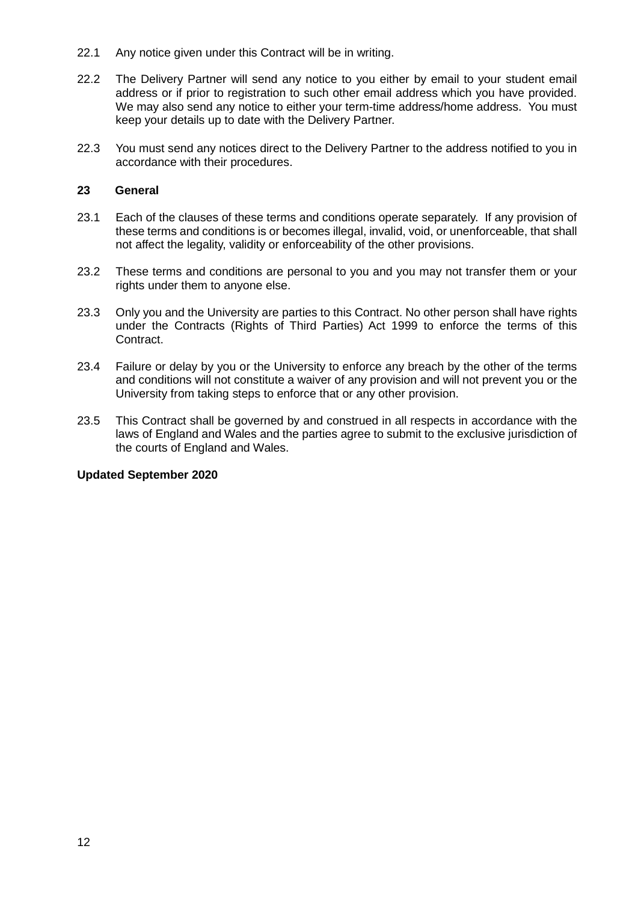22.1 Any notice given under this Contract will be in writing.

22.2 The Delivery Partner will send any notice to you either by email to your student email address or if prior to registration to such other email address which you have provided. We may also send any notice to either your term-time address/home address. You must keep your details up to date with the Delivery Partner.

22.3 You must send any notices direct to the Delivery Partner to the address notified to you in accordance with their procedures.

**23 General**

23.1 Each of the clauses of these terms and conditions operate separately. If any provision of these terms and conditions is or becomes illegal, invalid, void, or unenforceable, that shall not affect the legality, validity or enforceability of the other provisions.

23.2 These terms and conditions are personal to you and you may not transfer them or your rights under them to anyone else.

23.3 Only you and the University are parties to this Contract. No other person shall have rights under the Contracts (Rights of Third Parties) Act 1999 to enforce the terms of this Contract.

23.4 Failure or delay by you or the University to enforce any breach by the other of the terms and conditions will not constitute a waiver of any provision and will not prevent you or the University from taking steps to enforce that or any other provision.

23.5 This Contract shall be governed by and construed in all respects in accordance with the laws of England and Wales and the parties agree to submit to the exclusive jurisdiction of the courts of England and Wales.

**Updated September 2020**